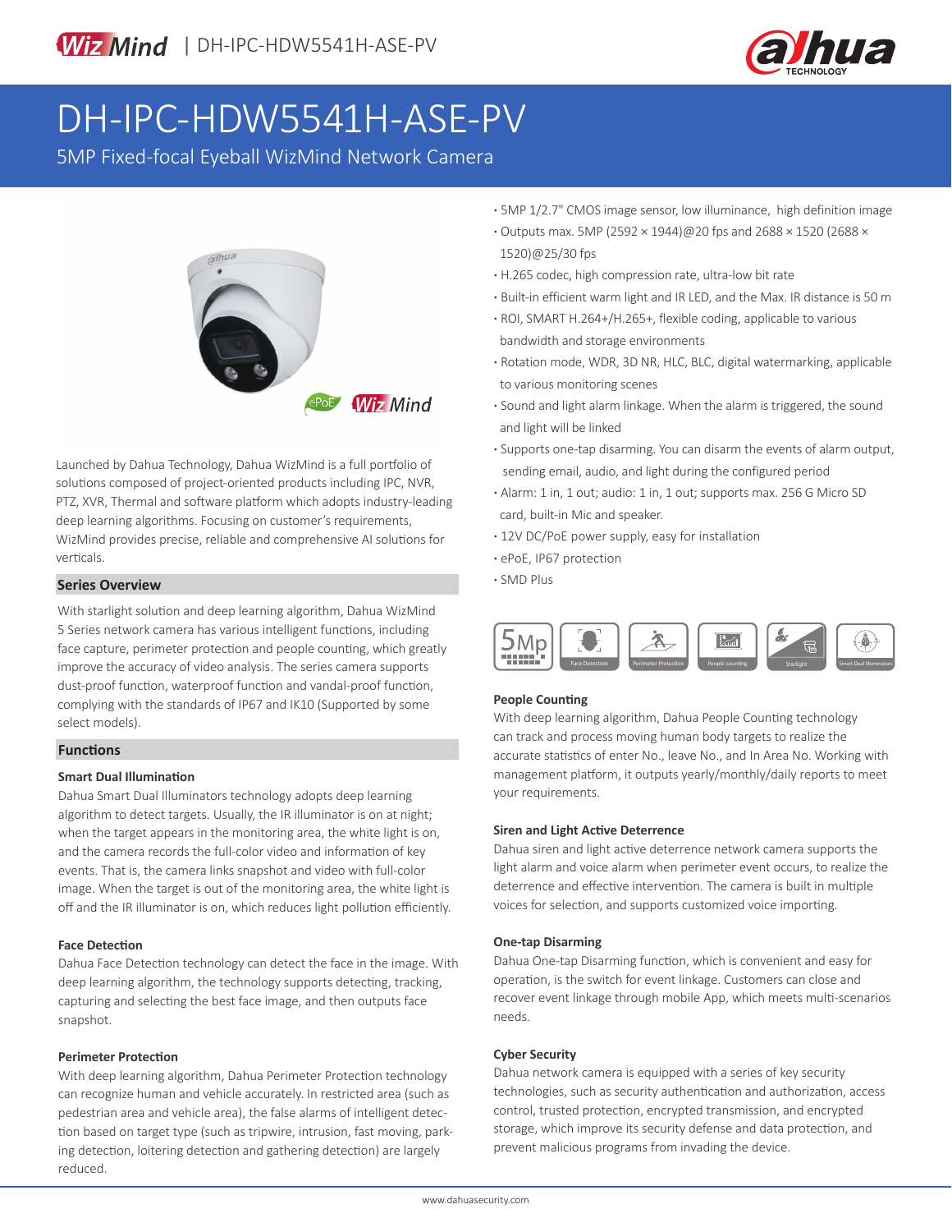WizMind | DH-IPC-HDW5541H-ASE-PV

# DH-IPC-HDW5541H-ASE-PV

5MP Fixed-focal Eyeball WizMind Network Camera

- 5MP 1/2.7" CMOS image sensor, low illuminance, high definition image
- Outputs max. 5MP (2592 × 1944)@20 fps and 2688 × 1520 (2688 × 1520)@25/30 fps
- H.265 codec, high compression rate, ultra-low bit rate
- Built-in efficient warm light and IR LED, and the Max. IR distance is 50 m
- ROI, SMART H.264+/H.265+, flexible coding, applicable to various bandwidth and storage environments
- Rotation mode, WDR, 3D NR, HLC, BLC, digital watermarking, applicable to various monitoring scenes
- Sound and light alarm linkage. When the alarm is triggered, the sound and light will be linked
- Supports one-tap disarming. You can disarm the events of alarm output, sending email, audio, and light during the configured period
- Alarm: 1 in, 1 out; audio: 1 in, 1 out; supports max. 256 G Micro SD card, built-in Mic and speaker.
- 12V DC/PoE power supply, easy for installation
- ePoE, IP67 protection
- SMD Plus

5Mp | Face Detection | Perimeter Protection | People counting | Starlight | Smart Dual Illuminators

Launched by Dahua Technology, Dahua WizMind is a full portfolio of solutions composed of project-oriented products including IPC, NVR, PTZ, XVR, Thermal and software platform which adopts industry-leading deep learning algorithms. Focusing on customer's requirements, WizMind provides precise, reliable and comprehensive AI solutions for verticals.

## Series Overview

With starlight solution and deep learning algorithm, Dahua WizMind 5 Series network camera has various intelligent functions, including face capture, perimeter protection and people counting, which greatly improve the accuracy of video analysis. The series camera supports dust-proof function, waterproof function and vandal-proof function, complying with the standards of IP67 and IK10 (Supported by some select models).

## Functions

### Smart Dual Illumination

Dahua Smart Dual Illuminators technology adopts deep learning algorithm to detect targets. Usually, the IR illuminator is on at night; when the target appears in the monitoring area, the white light is on, and the camera records the full-color video and information of key events. That is, the camera links snapshot and video with full-color image. When the target is out of the monitoring area, the white light is off and the IR illuminator is on, which reduces light pollution efficiently.

### Face Detection

Dahua Face Detection technology can detect the face in the image. With deep learning algorithm, the technology supports detecting, tracking, capturing and selecting the best face image, and then outputs face snapshot.

### Perimeter Protection

With deep learning algorithm, Dahua Perimeter Protection technology can recognize human and vehicle accurately. In restricted area (such as pedestrian area and vehicle area), the false alarms of intelligent detection based on target type (such as tripwire, intrusion, fast moving, parking detection, loitering detection and gathering detection) are largely reduced.

### People Counting

With deep learning algorithm, Dahua People Counting technology can track and process moving human body targets to realize the accurate statistics of enter No., leave No., and In Area No. Working with management platform, it outputs yearly/monthly/daily reports to meet your requirements.

### Siren and Light Active Deterrence

Dahua siren and light active deterrence network camera supports the light alarm and voice alarm when perimeter event occurs, to realize the deterrence and effective intervention. The camera is built in multiple voices for selection, and supports customized voice importing.

### One-tap Disarming

Dahua One-tap Disarming function, which is convenient and easy for operation, is the switch for event linkage. Customers can close and recover event linkage through mobile App, which meets multi-scenarios needs.

### Cyber Security

Dahua network camera is equipped with a series of key security technologies, such as security authentication and authorization, access control, trusted protection, encrypted transmission, and encrypted storage, which improve its security defense and data protection, and prevent malicious programs from invading the device.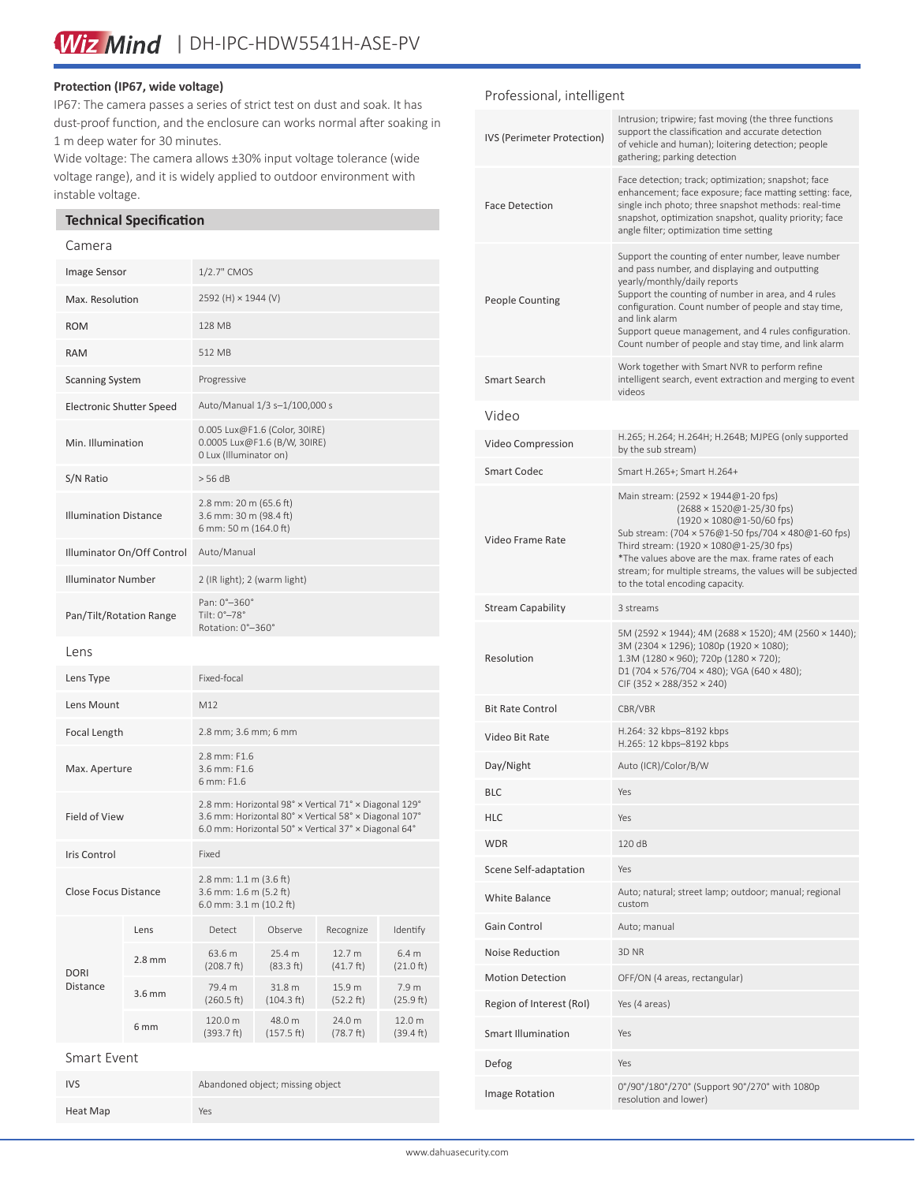### Protection (IP67, wide voltage)

IP67: The camera passes a series of strict test on dust and soak. It has dust-proof function, and the enclosure can works normal after soaking in 1 m deep water for 30 minutes.

Wide voltage: The camera allows ±30% input voltage tolerance (wide voltage range), and it is widely applied to outdoor environment with instable voltage.

## Technical Specification

### Camera

| | |
|---|---|
| Image Sensor | 1/2.7" CMOS |
| Max. Resolution | 2592 (H) × 1944 (V) |
| ROM | 128 MB |
| RAM | 512 MB |
| Scanning System | Progressive |
| Electronic Shutter Speed | Auto/Manual 1/3 s–1/100,000 s |
| Min. Illumination | 0.005 Lux@F1.6 (Color, 30IRE)<br>0.0005 Lux@F1.6 (B/W, 30IRE)<br>0 Lux (Illuminator on) |
| S/N Ratio | > 56 dB |
| Illumination Distance | 2.8 mm: 20 m (65.6 ft)<br>3.6 mm: 30 m (98.4 ft)<br>6 mm: 50 m (164.0 ft) |
| Illuminator On/Off Control | Auto/Manual |
| Illuminator Number | 2 (IR light); 2 (warm light) |
| Pan/Tilt/Rotation Range | Pan: 0°–360°<br>Tilt: 0°–78°<br>Rotation: 0°–360° |

### Lens

| | |
|---|---|
| Lens Type | Fixed-focal |
| Lens Mount | M12 |
| Focal Length | 2.8 mm; 3.6 mm; 6 mm |
| Max. Aperture | 2.8 mm: F1.6<br>3.6 mm: F1.6<br>6 mm: F1.6 |
| Field of View | 2.8 mm: Horizontal 98° × Vertical 71° × Diagonal 129°<br>3.6 mm: Horizontal 80° × Vertical 58° × Diagonal 107°<br>6.0 mm: Horizontal 50° × Vertical 37° × Diagonal 64° |
| Iris Control | Fixed |
| Close Focus Distance | 2.8 mm: 1.1 m (3.6 ft)<br>3.6 mm: 1.6 m (5.2 ft)<br>6.0 mm: 3.1 m (10.2 ft) |

| DORI Distance | Lens | Detect | Observe | Recognize | Identify |
|---|---|---|---|---|---|
| | 2.8 mm | 63.6 m (208.7 ft) | 25.4 m (83.3 ft) | 12.7 m (41.7 ft) | 6.4 m (21.0 ft) |
| | 3.6 mm | 79.4 m (260.5 ft) | 31.8 m (104.3 ft) | 15.9 m (52.2 ft) | 7.9 m (25.9 ft) |
| | 6 mm | 120.0 m (393.7 ft) | 48.0 m (157.5 ft) | 24.0 m (78.7 ft) | 12.0 m (39.4 ft) |

### Smart Event

| | |
|---|---|
| IVS | Abandoned object; missing object |
| Heat Map | Yes |

### Professional, intelligent

| | |
|---|---|
| IVS (Perimeter Protection) | Intrusion; tripwire; fast moving (the three functions support the classification and accurate detection of vehicle and human); loitering detection; people gathering; parking detection |
| Face Detection | Face detection; track; optimization; snapshot; face enhancement; face exposure; face matting setting: face, single inch photo; three snapshot methods: real-time snapshot, optimization snapshot, quality priority; face angle filter; optimization time setting |
| People Counting | Support the counting of enter number, leave number and pass number, and displaying and outputting yearly/monthly/daily reports<br>Support the counting of number in area, and 4 rules configuration. Count number of people and stay time, and link alarm<br>Support queue management, and 4 rules configuration. Count number of people and stay time, and link alarm |
| Smart Search | Work together with Smart NVR to perform refine intelligent search, event extraction and merging to event videos |

### Video

| | |
|---|---|
| Video Compression | H.265; H.264; H.264H; H.264B; MJPEG (only supported by the sub stream) |
| Smart Codec | Smart H.265+; Smart H.264+ |
| Video Frame Rate | Main stream: (2592 × 1944@1-20 fps)<br>(2688 × 1520@1-25/30 fps)<br>(1920 × 1080@1-50/60 fps)<br>Sub stream: (704 × 576@1-50 fps/704 × 480@1-60 fps)<br>Third stream: (1920 × 1080@1-25/30 fps)<br>*The values above are the max. frame rates of each stream; for multiple streams, the values will be subjected to the total encoding capacity. |
| Stream Capability | 3 streams |
| Resolution | 5M (2592 × 1944); 4M (2688 × 1520); 4M (2560 × 1440); 3M (2304 × 1296); 1080p (1920 × 1080); 1.3M (1280 × 960); 720p (1280 × 720); D1 (704 × 576/704 × 480); VGA (640 × 480); CIF (352 × 288/352 × 240) |
| Bit Rate Control | CBR/VBR |
| Video Bit Rate | H.264: 32 kbps–8192 kbps<br>H.265: 12 kbps–8192 kbps |
| Day/Night | Auto (ICR)/Color/B/W |
| BLC | Yes |
| HLC | Yes |
| WDR | 120 dB |
| Scene Self-adaptation | Yes |
| White Balance | Auto; natural; street lamp; outdoor; manual; regional custom |
| Gain Control | Auto; manual |
| Noise Reduction | 3D NR |
| Motion Detection | OFF/ON (4 areas, rectangular) |
| Region of Interest (RoI) | Yes (4 areas) |
| Smart Illumination | Yes |
| Defog | Yes |
| Image Rotation | 0°/90°/180°/270° (Support 90°/270° with 1080p resolution and lower) |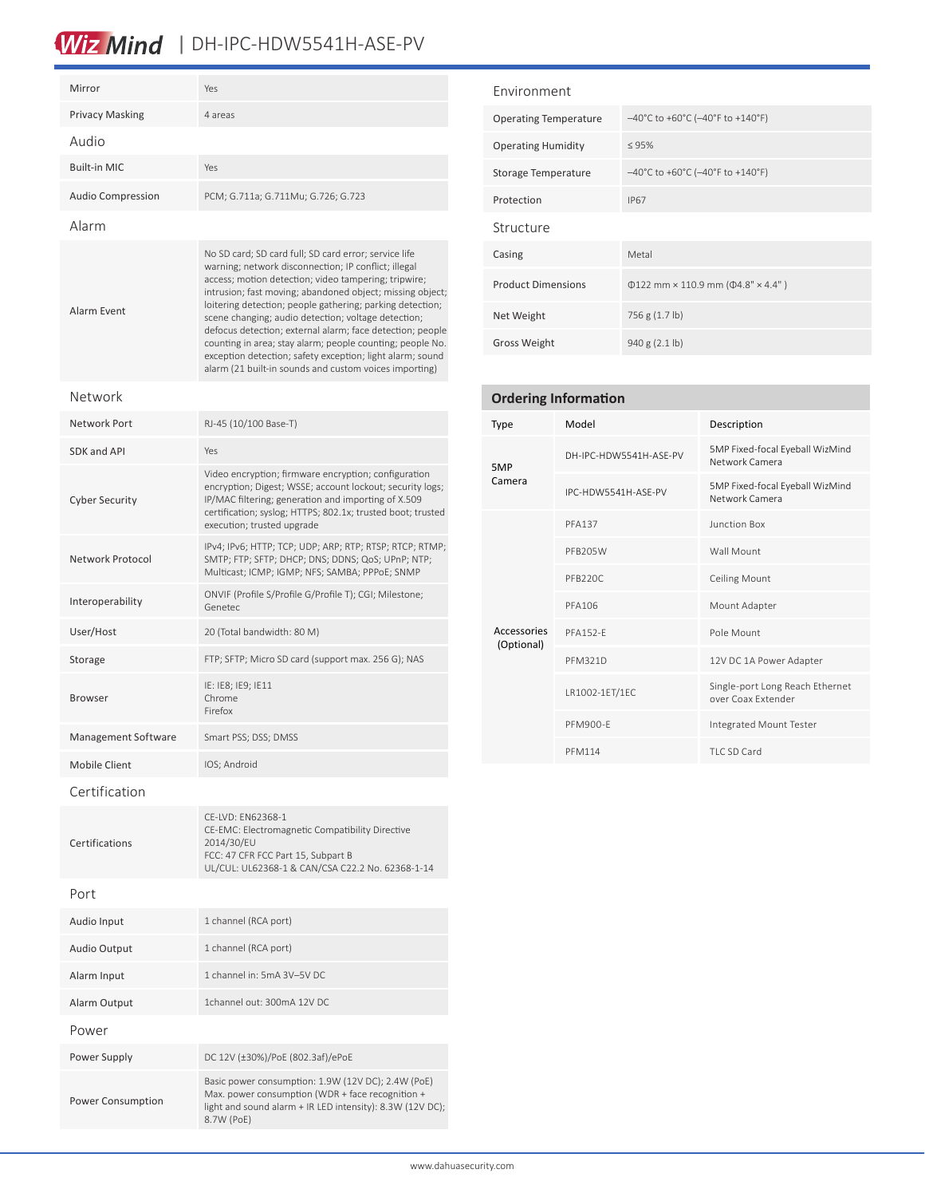| | |
|---|---|
| Mirror | Yes |
| Privacy Masking | 4 areas |

## Audio

| | |
|---|---|
| Built-in MIC | Yes |
| Audio Compression | PCM; G.711a; G.711Mu; G.726; G.723 |

## Alarm

| | |
|---|---|
| Alarm Event | No SD card; SD card full; SD card error; service life warning; network disconnection; IP conflict; illegal access; motion detection; video tampering; tripwire; intrusion; fast moving; abandoned object; missing object; loitering detection; people gathering; parking detection; scene changing; audio detection; voltage detection; defocus detection; external alarm; face detection; people counting in area; stay alarm; people counting; people No. exception detection; safety exception; light alarm; sound alarm (21 built-in sounds and custom voices importing) |

## Network

| | |
|---|---|
| Network Port | RJ-45 (10/100 Base-T) |
| SDK and API | Yes |
| Cyber Security | Video encryption; firmware encryption; configuration encryption; Digest; WSSE; account lockout; security logs; IP/MAC filtering; generation and importing of X.509 certification; syslog; HTTPS; 802.1x; trusted boot; trusted execution; trusted upgrade |
| Network Protocol | IPv4; IPv6; HTTP; TCP; UDP; ARP; RTP; RTSP; RTCP; RTMP; SMTP; FTP; SFTP; DHCP; DNS; DDNS; QoS; UPnP; NTP; Multicast; ICMP; IGMP; NFS; SAMBA; PPPoE; SNMP |
| Interoperability | ONVIF (Profile S/Profile G/Profile T); CGI; Milestone; Genetec |
| User/Host | 20 (Total bandwidth: 80 M) |
| Storage | FTP; SFTP; Micro SD card (support max. 256 G); NAS |
| Browser | IE: IE8; IE9; IE11<br>Chrome<br>Firefox |
| Management Software | Smart PSS; DSS; DMSS |
| Mobile Client | IOS; Android |

## Certification

| | |
|---|---|
| Certifications | CE-LVD: EN62368-1<br>CE-EMC: Electromagnetic Compatibility Directive 2014/30/EU<br>FCC: 47 CFR FCC Part 15, Subpart B<br>UL/CUL: UL62368-1 & CAN/CSA C22.2 No. 62368-1-14 |

## Port

| | |
|---|---|
| Audio Input | 1 channel (RCA port) |
| Audio Output | 1 channel (RCA port) |
| Alarm Input | 1 channel in: 5mA 3V–5V DC |
| Alarm Output | 1channel out: 300mA 12V DC |

## Power

| | |
|---|---|
| Power Supply | DC 12V (±30%)/PoE (802.3af)/ePoE |
| Power Consumption | Basic power consumption: 1.9W (12V DC); 2.4W (PoE)<br>Max. power consumption (WDR + face recognition + light and sound alarm + IR LED intensity): 8.3W (12V DC); 8.7W (PoE) |

## Environment

| | |
|---|---|
| Operating Temperature | –40°C to +60°C (–40°F to +140°F) |
| Operating Humidity | ≤ 95% |
| Storage Temperature | –40°C to +60°C (–40°F to +140°F) |
| Protection | IP67 |

## Structure

| | |
|---|---|
| Casing | Metal |
| Product Dimensions | Φ122 mm × 110.9 mm (Φ4.8" × 4.4" ) |
| Net Weight | 756 g (1.7 lb) |
| Gross Weight | 940 g (2.1 lb) |

## Ordering Information

| Type | Model | Description |
|---|---|---|
| 5MP Camera | DH-IPC-HDW5541H-ASE-PV | 5MP Fixed-focal Eyeball WizMind Network Camera |
| | IPC-HDW5541H-ASE-PV | 5MP Fixed-focal Eyeball WizMind Network Camera |
| Accessories (Optional) | PFA137 | Junction Box |
| | PFB205W | Wall Mount |
| | PFB220C | Ceiling Mount |
| | PFA106 | Mount Adapter |
| | PFA152-E | Pole Mount |
| | PFM321D | 12V DC 1A Power Adapter |
| | LR1002-1ET/1EC | Single-port Long Reach Ethernet over Coax Extender |
| | PFM900-E | Integrated Mount Tester |
| | PFM114 | TLC SD Card |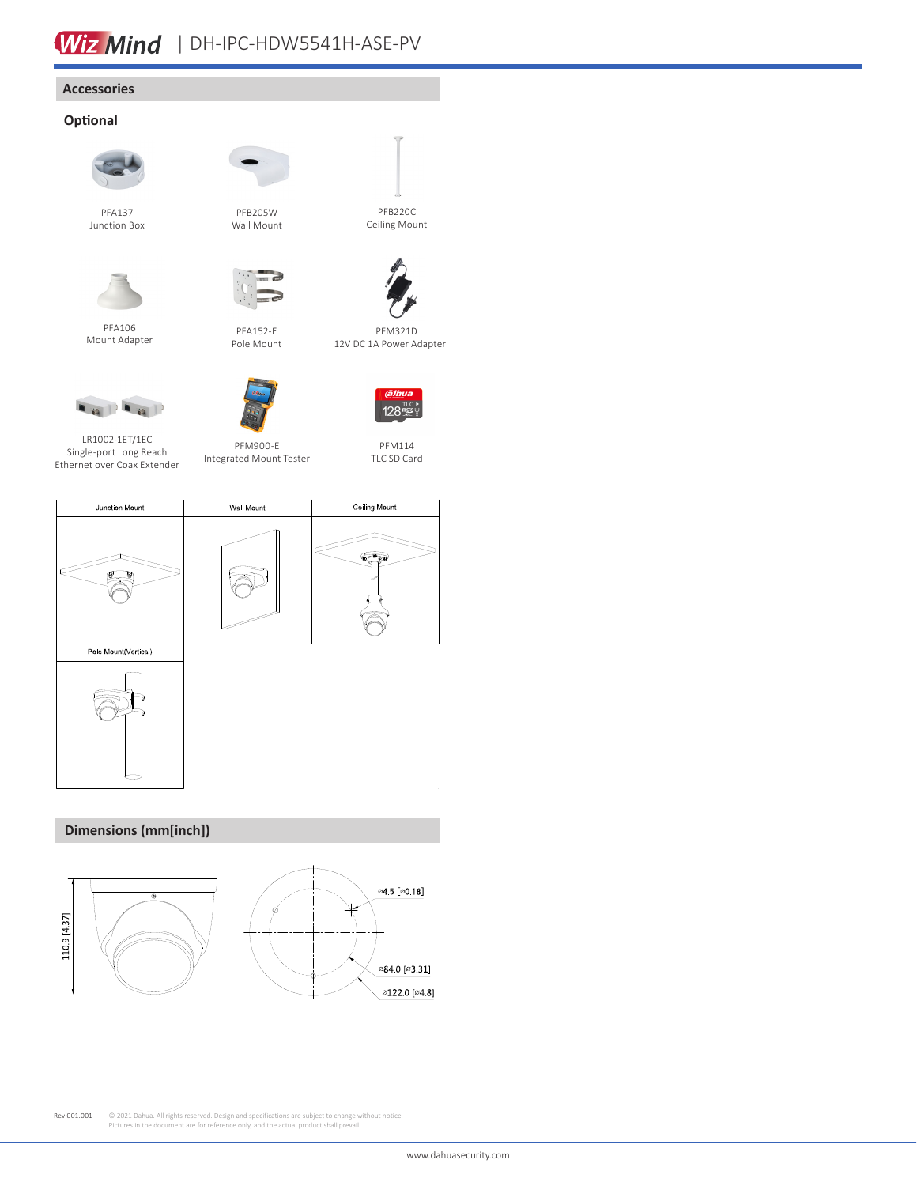## Accessories

### Optional

PFA137
Junction Box

PFB205W
Wall Mount

PFB220C
Ceiling Mount

PFA106
Mount Adapter

PFA152-E
Pole Mount

PFM321D
12V DC 1A Power Adapter

LR1002-1ET/1EC
Single-port Long Reach
Ethernet over Coax Extender

PFM900-E
Integrated Mount Tester

PFM114
TLC SD Card

| Junction Mount | Wall Mount | Ceiling Mount |
|---|---|---|
| | | |
| Pole Mount(Vertical) | | |
| | | |

## Dimensions (mm[inch])

110.9 [4.37]

⌀4.5 [⌀0.18]

⌀84.0 [⌀3.31]

⌀122.0 [⌀4.8]

Rev 001.001 © 2021 Dahua. All rights reserved. Design and specifications are subject to change without notice.
Pictures in the document are for reference only, and the actual product shall prevail.